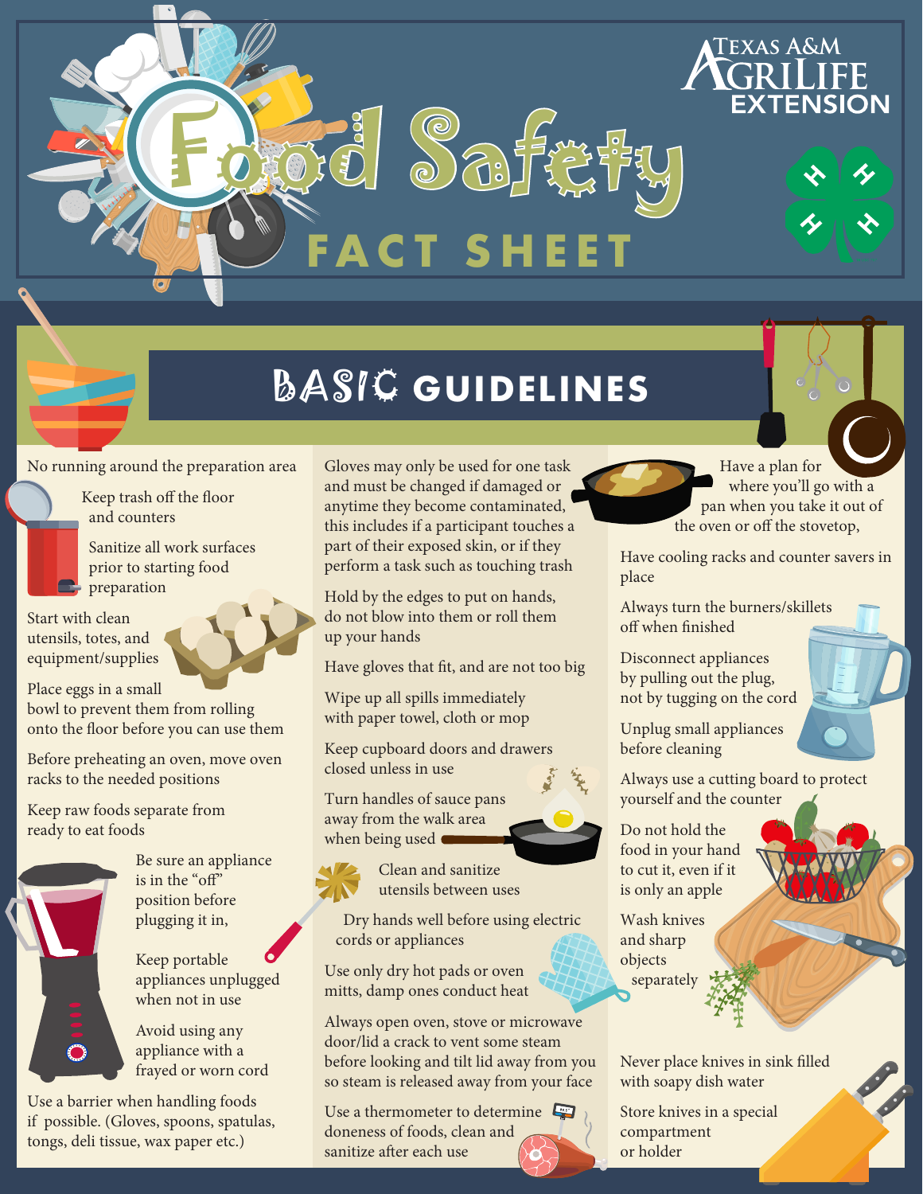# Food Safety FACT SHEET

Texas A&M AgriLife Extension

## BASIC GUIDELINES

No running around the preparation area

Keep trash off the floor and counters

Sanitize all work surfaces prior to starting food preparation

Start with clean utensils, totes, and equipment/supplies

Place eggs in a small bowl to prevent them from rolling onto the floor before you can use them

Before preheating an oven, move oven racks to the needed positions

Keep raw foods separate from ready to eat foods

Be sure an appliance is in the "off" position before plugging it in,

Keep portable appliances unplugged when not in use

Avoid using any appliance with a frayed or worn cord

Use a barrier when handling foods if possible. (Gloves, spoons, spatulas, tongs, deli tissue, wax paper etc.)

Gloves may only be used for one task and must be changed if damaged or anytime they become contaminated, this includes if a participant touches a part of their exposed skin, or if they perform a task such as touching trash

Hold by the edges to put on hands, do not blow into them or roll them up your hands

Have gloves that fit, and are not too big

Wipe up all spills immediately with paper towel, cloth or mop

Keep cupboard doors and drawers closed unless in use

Turn handles of sauce pans away from the walk area when being used

Clean and sanitize utensils between uses

Dry hands well before using electric cords or appliances

Use only dry hot pads or oven mitts, damp ones conduct heat

Always open oven, stove or microwave door/lid a crack to vent some steam before looking and tilt lid away from you so steam is released away from your face

Use a thermometer to determine doneness of foods, clean and sanitize after each use

Have a plan for where you'll go with a pan when you take it out of the oven or off the stovetop,

Have cooling racks and counter savers in place

Always turn the burners/skillets off when finished

Disconnect appliances by pulling out the plug, not by tugging on the cord

Unplug small appliances before cleaning

Always use a cutting board to protect yourself and the counter

Do not hold the food in your hand to cut it, even if it is only an apple

Wash knives and sharp objects separately

Never place knives in sink filled with soapy dish water

Store knives in a special compartment or holder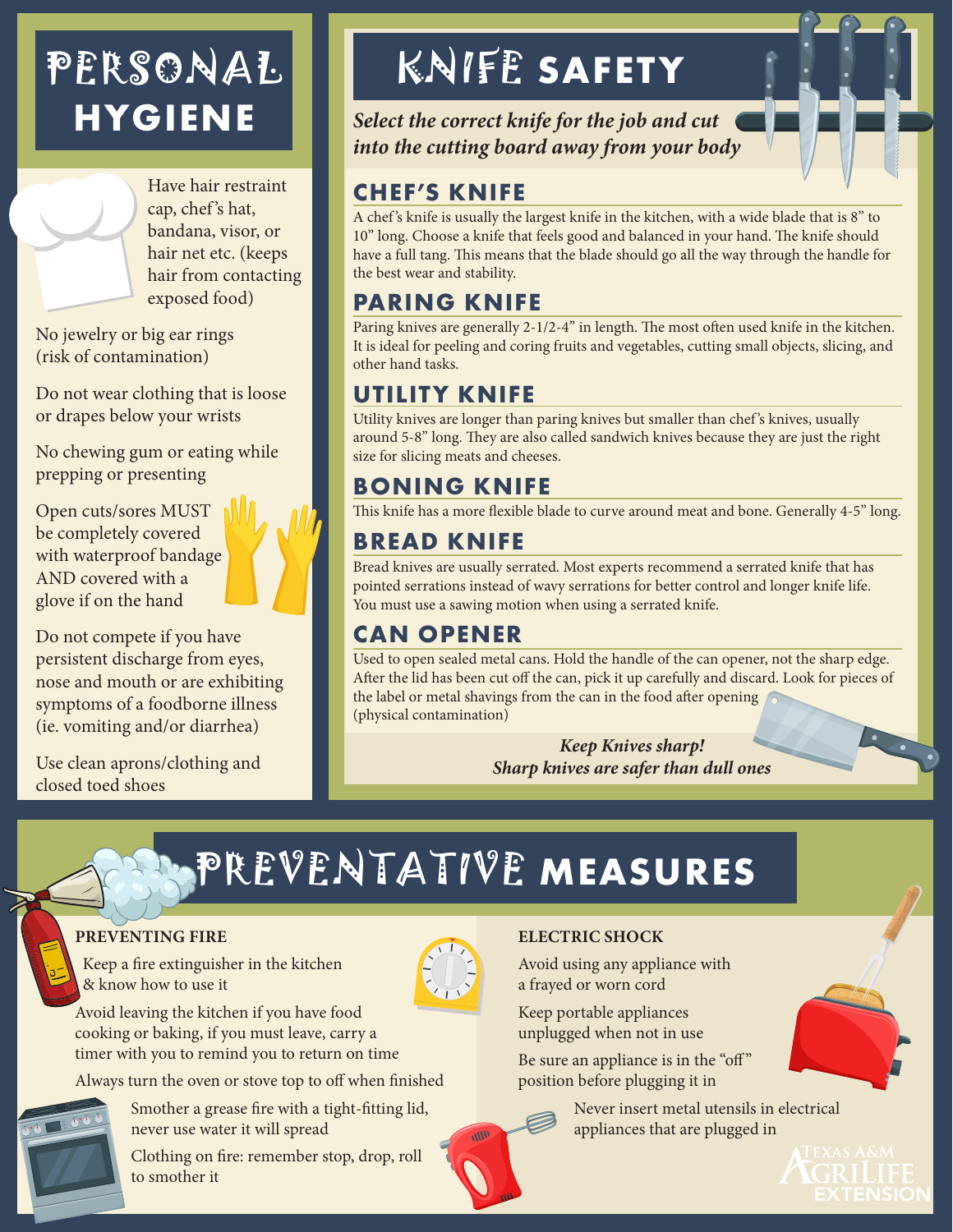# PERSONAL HYGIENE

Have hair restraint cap, chef's hat, bandana, visor, or hair net etc. (keeps hair from contacting exposed food)

No jewelry or big ear rings (risk of contamination)

Do not wear clothing that is loose or drapes below your wrists

No chewing gum or eating while prepping or presenting

Open cuts/sores MUST be completely covered with waterproof bandage AND covered with a glove if on the hand

Do not compete if you have persistent discharge from eyes, nose and mouth or are exhibiting symptoms of a foodborne illness (ie. vomiting and/or diarrhea)

Use clean aprons/clothing and closed toed shoes

# KNIFE SAFETY

***Select the correct knife for the job and cut into the cutting board away from your body***

## CHEF'S KNIFE

A chef's knife is usually the largest knife in the kitchen, with a wide blade that is 8" to 10" long. Choose a knife that feels good and balanced in your hand. The knife should have a full tang. This means that the blade should go all the way through the handle for the best wear and stability.

## PARING KNIFE

Paring knives are generally 2-1/2-4" in length. The most often used knife in the kitchen. It is ideal for peeling and coring fruits and vegetables, cutting small objects, slicing, and other hand tasks.

## UTILITY KNIFE

Utility knives are longer than paring knives but smaller than chef's knives, usually around 5-8" long. They are also called sandwich knives because they are just the right size for slicing meats and cheeses.

## BONING KNIFE

This knife has a more flexible blade to curve around meat and bone. Generally 4-5" long.

## BREAD KNIFE

Bread knives are usually serrated. Most experts recommend a serrated knife that has pointed serrations instead of wavy serrations for better control and longer knife life. You must use a sawing motion when using a serrated knife.

## CAN OPENER

Used to open sealed metal cans. Hold the handle of the can opener, not the sharp edge. After the lid has been cut off the can, pick it up carefully and discard. Look for pieces of the label or metal shavings from the can in the food after opening (physical contamination)

***Keep Knives sharp! Sharp knives are safer than dull ones***

# PREVENTATIVE MEASURES

### PREVENTING FIRE

Keep a fire extinguisher in the kitchen & know how to use it

Avoid leaving the kitchen if you have food cooking or baking, if you must leave, carry a timer with you to remind you to return on time

Always turn the oven or stove top to off when finished

Smother a grease fire with a tight-fitting lid, never use water it will spread

Clothing on fire: remember stop, drop, roll to smother it

### ELECTRIC SHOCK

Avoid using any appliance with a frayed or worn cord

Keep portable appliances unplugged when not in use

Be sure an appliance is in the "off" position before plugging it in

Never insert metal utensils in electrical appliances that are plugged in

Texas A&M AgriLife Extension